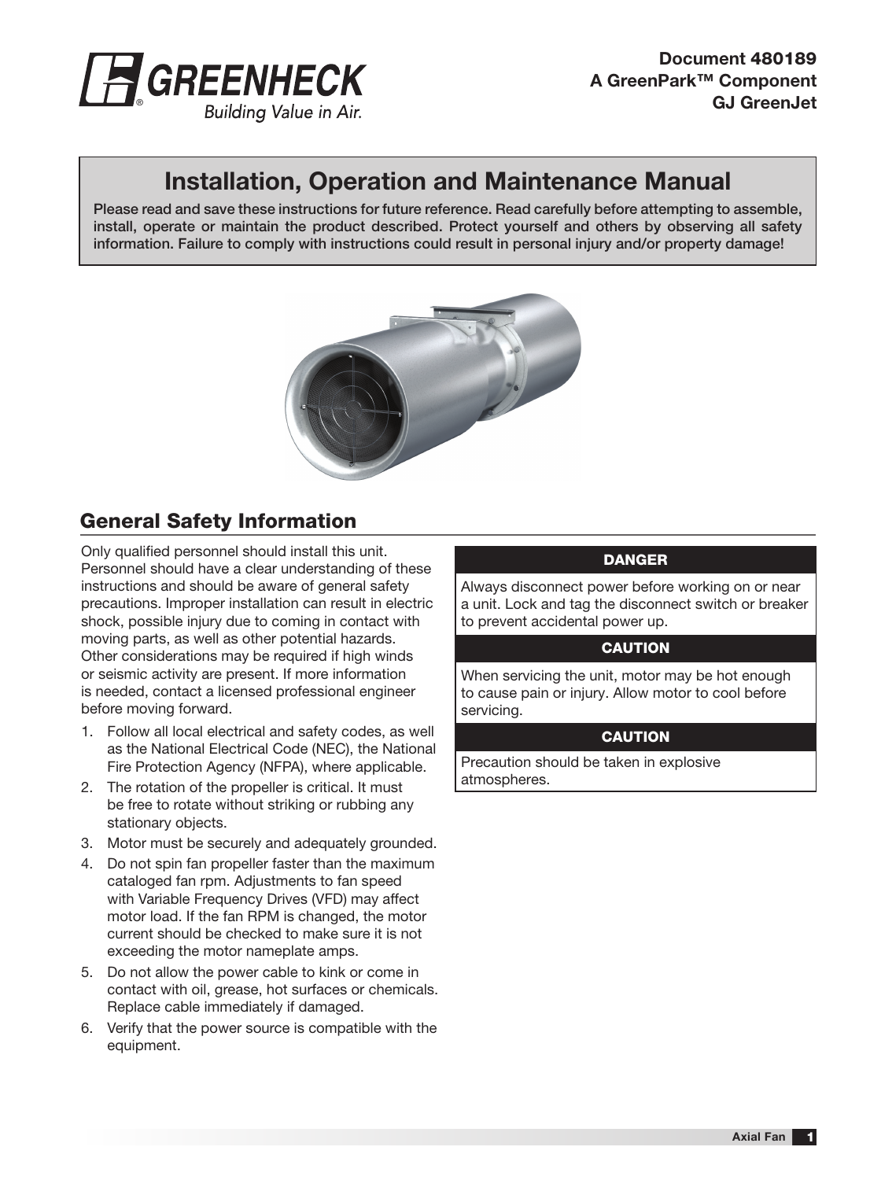**Document 480189**
**A GreenPark™ Component**
**GJ GreenJet**

# Installation, Operation and Maintenance Manual

**Please read and save these instructions for future reference. Read carefully before attempting to assemble, install, operate or maintain the product described. Protect yourself and others by observing all safety information. Failure to comply with instructions could result in personal injury and/or property damage!**

## General Safety Information

Only qualified personnel should install this unit. Personnel should have a clear understanding of these instructions and should be aware of general safety precautions. Improper installation can result in electric shock, possible injury due to coming in contact with moving parts, as well as other potential hazards. Other considerations may be required if high winds or seismic activity are present. If more information is needed, contact a licensed professional engineer before moving forward.

1. Follow all local electrical and safety codes, as well as the National Electrical Code (NEC), the National Fire Protection Agency (NFPA), where applicable.
2. The rotation of the propeller is critical. It must be free to rotate without striking or rubbing any stationary objects.
3. Motor must be securely and adequately grounded.
4. Do not spin fan propeller faster than the maximum cataloged fan rpm. Adjustments to fan speed with Variable Frequency Drives (VFD) may affect motor load. If the fan RPM is changed, the motor current should be checked to make sure it is not exceeding the motor nameplate amps.
5. Do not allow the power cable to kink or come in contact with oil, grease, hot surfaces or chemicals. Replace cable immediately if damaged.
6. Verify that the power source is compatible with the equipment.

**DANGER**

Always disconnect power before working on or near a unit. Lock and tag the disconnect switch or breaker to prevent accidental power up.

**CAUTION**

When servicing the unit, motor may be hot enough to cause pain or injury. Allow motor to cool before servicing.

**CAUTION**

Precaution should be taken in explosive atmospheres.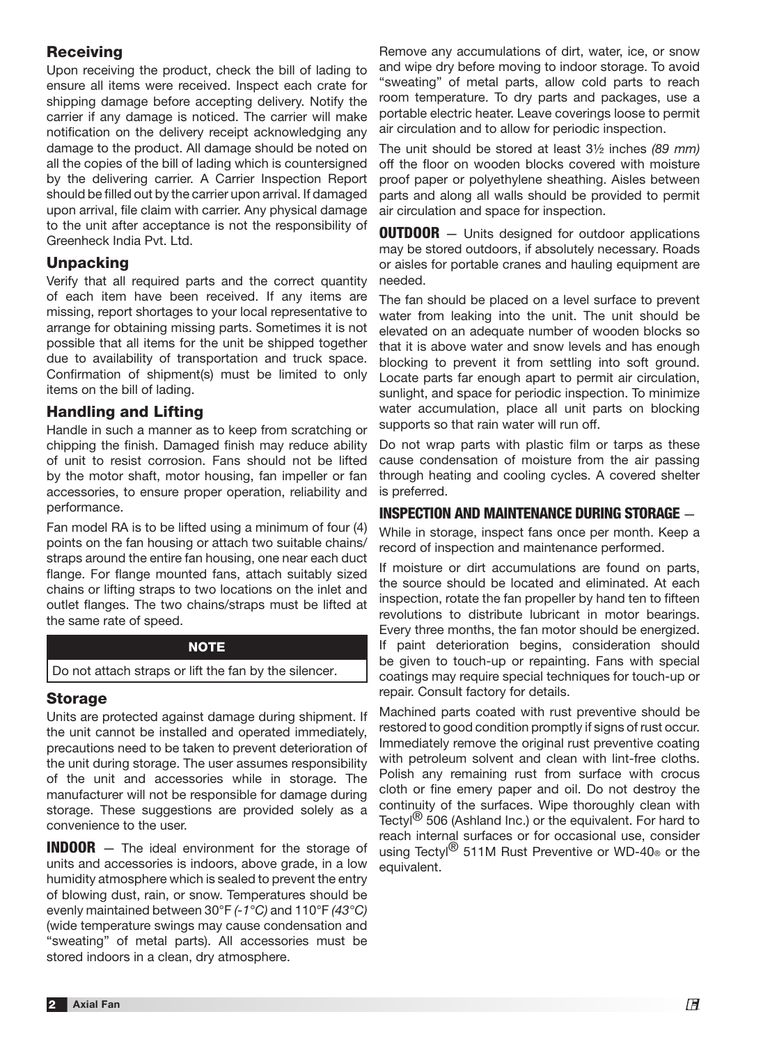## Receiving

Upon receiving the product, check the bill of lading to ensure all items were received. Inspect each crate for shipping damage before accepting delivery. Notify the carrier if any damage is noticed. The carrier will make notification on the delivery receipt acknowledging any damage to the product. All damage should be noted on all the copies of the bill of lading which is countersigned by the delivering carrier. A Carrier Inspection Report should be filled out by the carrier upon arrival. If damaged upon arrival, file claim with carrier. Any physical damage to the unit after acceptance is not the responsibility of Greenheck India Pvt. Ltd.

## Unpacking

Verify that all required parts and the correct quantity of each item have been received. If any items are missing, report shortages to your local representative to arrange for obtaining missing parts. Sometimes it is not possible that all items for the unit be shipped together due to availability of transportation and truck space. Confirmation of shipment(s) must be limited to only items on the bill of lading.

## Handling and Lifting

Handle in such a manner as to keep from scratching or chipping the finish. Damaged finish may reduce ability of unit to resist corrosion. Fans should not be lifted by the motor shaft, motor housing, fan impeller or fan accessories, to ensure proper operation, reliability and performance.

Fan model RA is to be lifted using a minimum of four (4) points on the fan housing or attach two suitable chains/straps around the entire fan housing, one near each duct flange. For flange mounted fans, attach suitably sized chains or lifting straps to two locations on the inlet and outlet flanges. The two chains/straps must be lifted at the same rate of speed.

**NOTE**

Do not attach straps or lift the fan by the silencer.

## Storage

Units are protected against damage during shipment. If the unit cannot be installed and operated immediately, precautions need to be taken to prevent deterioration of the unit during storage. The user assumes responsibility of the unit and accessories while in storage. The manufacturer will not be responsible for damage during storage. These suggestions are provided solely as a convenience to the user.

**INDOOR** — The ideal environment for the storage of units and accessories is indoors, above grade, in a low humidity atmosphere which is sealed to prevent the entry of blowing dust, rain, or snow. Temperatures should be evenly maintained between 30°F *(-1°C)* and 110°F *(43°C)* (wide temperature swings may cause condensation and "sweating" of metal parts). All accessories must be stored indoors in a clean, dry atmosphere.

Remove any accumulations of dirt, water, ice, or snow and wipe dry before moving to indoor storage. To avoid "sweating" of metal parts, allow cold parts to reach room temperature. To dry parts and packages, use a portable electric heater. Leave coverings loose to permit air circulation and to allow for periodic inspection.

The unit should be stored at least 3½ inches *(89 mm)* off the floor on wooden blocks covered with moisture proof paper or polyethylene sheathing. Aisles between parts and along all walls should be provided to permit air circulation and space for inspection.

**OUTDOOR** — Units designed for outdoor applications may be stored outdoors, if absolutely necessary. Roads or aisles for portable cranes and hauling equipment are needed.

The fan should be placed on a level surface to prevent water from leaking into the unit. The unit should be elevated on an adequate number of wooden blocks so that it is above water and snow levels and has enough blocking to prevent it from settling into soft ground. Locate parts far enough apart to permit air circulation, sunlight, and space for periodic inspection. To minimize water accumulation, place all unit parts on blocking supports so that rain water will run off.

Do not wrap parts with plastic film or tarps as these cause condensation of moisture from the air passing through heating and cooling cycles. A covered shelter is preferred.

### INSPECTION AND MAINTENANCE DURING STORAGE —

While in storage, inspect fans once per month. Keep a record of inspection and maintenance performed.

If moisture or dirt accumulations are found on parts, the source should be located and eliminated. At each inspection, rotate the fan propeller by hand ten to fifteen revolutions to distribute lubricant in motor bearings. Every three months, the fan motor should be energized. If paint deterioration begins, consideration should be given to touch-up or repainting. Fans with special coatings may require special techniques for touch-up or repair. Consult factory for details.

Machined parts coated with rust preventive should be restored to good condition promptly if signs of rust occur. Immediately remove the original rust preventive coating with petroleum solvent and clean with lint-free cloths. Polish any remaining rust from surface with crocus cloth or fine emery paper and oil. Do not destroy the continuity of the surfaces. Wipe thoroughly clean with Tectyl® 506 (Ashland Inc.) or the equivalent. For hard to reach internal surfaces or for occasional use, consider using Tectyl® 511M Rust Preventive or WD-40® or the equivalent.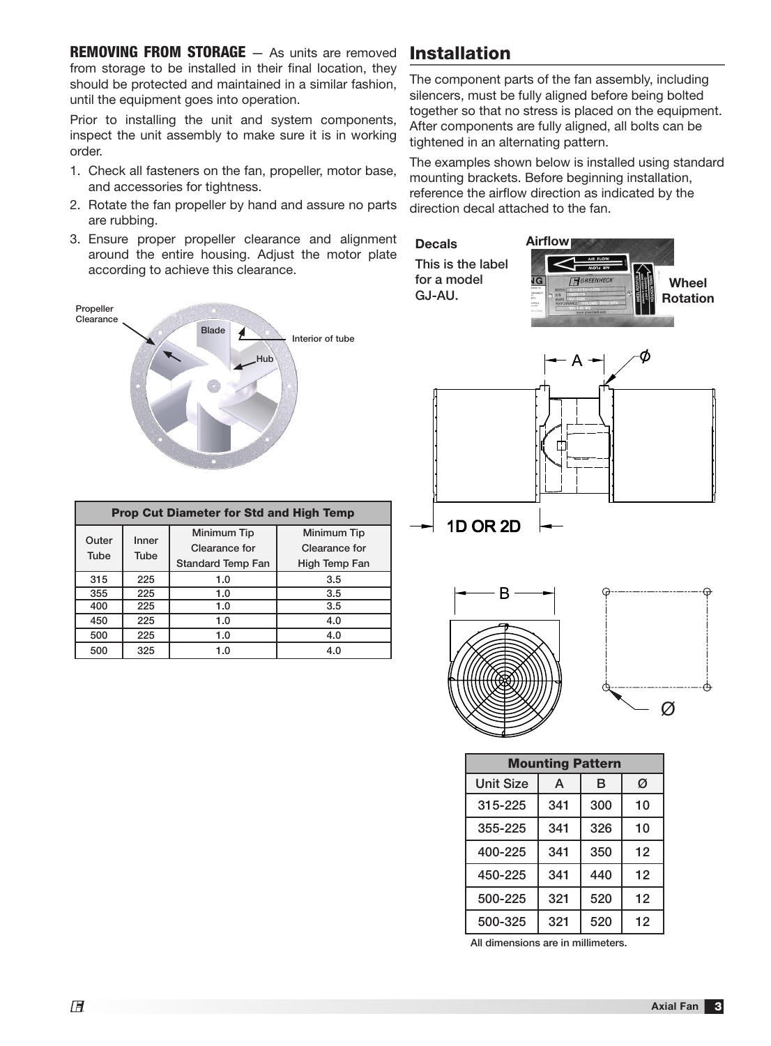**REMOVING FROM STORAGE** — As units are removed from storage to be installed in their final location, they should be protected and maintained in a similar fashion, until the equipment goes into operation.

Prior to installing the unit and system components, inspect the unit assembly to make sure it is in working order.

1. Check all fasteners on the fan, propeller, motor base, and accessories for tightness.
2. Rotate the fan propeller by hand and assure no parts are rubbing.
3. Ensure proper propeller clearance and alignment around the entire housing. Adjust the motor plate according to achieve this clearance.

Propeller Clearance

Blade

Interior of tube

Hub

| Prop Cut Diameter for Std and High Temp | | | |
|---|---|---|---|
| Outer Tube | Inner Tube | Minimum Tip Clearance for Standard Temp Fan | Minimum Tip Clearance for High Temp Fan |
| 315 | 225 | 1.0 | 3.5 |
| 355 | 225 | 1.0 | 3.5 |
| 400 | 225 | 1.0 | 3.5 |
| 450 | 225 | 1.0 | 4.0 |
| 500 | 225 | 1.0 | 4.0 |
| 500 | 325 | 1.0 | 4.0 |

## Installation

The component parts of the fan assembly, including silencers, must be fully aligned before being bolted together so that no stress is placed on the equipment. After components are fully aligned, all bolts can be tightened in an alternating pattern.

The examples shown below is installed using standard mounting brackets. Before beginning installation, reference the airflow direction as indicated by the direction decal attached to the fan.

**Decals**

This is the label for a model GJ-AU.

**Airflow**

**Wheel Rotation**

A

Ø

1D OR 2D

B

Ø

| Mounting Pattern | | | |
|---|---|---|---|
| Unit Size | A | B | Ø |
| 315-225 | 341 | 300 | 10 |
| 355-225 | 341 | 326 | 10 |
| 400-225 | 341 | 350 | 12 |
| 450-225 | 341 | 440 | 12 |
| 500-225 | 321 | 520 | 12 |
| 500-325 | 321 | 520 | 12 |

All dimensions are in millimeters.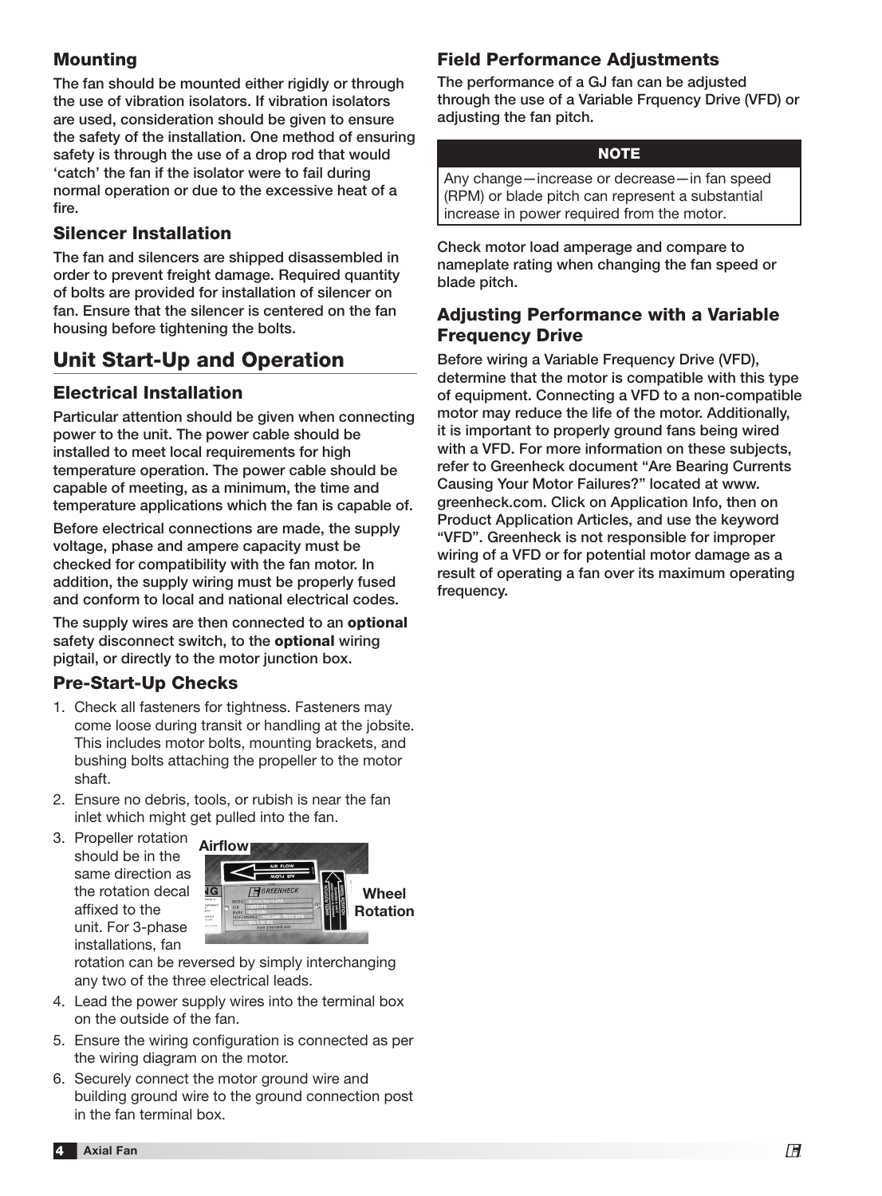### Mounting

The fan should be mounted either rigidly or through the use of vibration isolators. If vibration isolators are used, consideration should be given to ensure the safety of the installation. One method of ensuring safety is through the use of a drop rod that would 'catch' the fan if the isolator were to fail during normal operation or due to the excessive heat of a fire.

### Silencer Installation

The fan and silencers are shipped disassembled in order to prevent freight damage. Required quantity of bolts are provided for installation of silencer on fan. Ensure that the silencer is centered on the fan housing before tightening the bolts.

## Unit Start-Up and Operation

### Electrical Installation

Particular attention should be given when connecting power to the unit. The power cable should be installed to meet local requirements for high temperature operation. The power cable should be capable of meeting, as a minimum, the time and temperature applications which the fan is capable of.

Before electrical connections are made, the supply voltage, phase and ampere capacity must be checked for compatibility with the fan motor. In addition, the supply wiring must be properly fused and conform to local and national electrical codes.

The supply wires are then connected to an **optional** safety disconnect switch, to the **optional** wiring pigtail, or directly to the motor junction box.

### Pre-Start-Up Checks

1. Check all fasteners for tightness. Fasteners may come loose during transit or handling at the jobsite. This includes motor bolts, mounting brackets, and bushing bolts attaching the propeller to the motor shaft.
2. Ensure no debris, tools, or rubish is near the fan inlet which might get pulled into the fan.
3. Propeller rotation should be in the same direction as the rotation decal affixed to the unit. For 3-phase installations, fan rotation can be reversed by simply interchanging any two of the three electrical leads.

   Airflow

   Wheel Rotation

4. Lead the power supply wires into the terminal box on the outside of the fan.
5. Ensure the wiring configuration is connected as per the wiring diagram on the motor.
6. Securely connect the motor ground wire and building ground wire to the ground connection post in the fan terminal box.

### Field Performance Adjustments

The performance of a GJ fan can be adjusted through the use of a Variable Frquency Drive (VFD) or adjusting the fan pitch.

**NOTE**

Any change—increase or decrease—in fan speed (RPM) or blade pitch can represent a substantial increase in power required from the motor.

Check motor load amperage and compare to nameplate rating when changing the fan speed or blade pitch.

### Adjusting Performance with a Variable Frequency Drive

Before wiring a Variable Frequency Drive (VFD), determine that the motor is compatible with this type of equipment. Connecting a VFD to a non-compatible motor may reduce the life of the motor. Additionally, it is important to properly ground fans being wired with a VFD. For more information on these subjects, refer to Greenheck document "Are Bearing Currents Causing Your Motor Failures?" located at www.greenheck.com. Click on Application Info, then on Product Application Articles, and use the keyword "VFD". Greenheck is not responsible for improper wiring of a VFD or for potential motor damage as a result of operating a fan over its maximum operating frequency.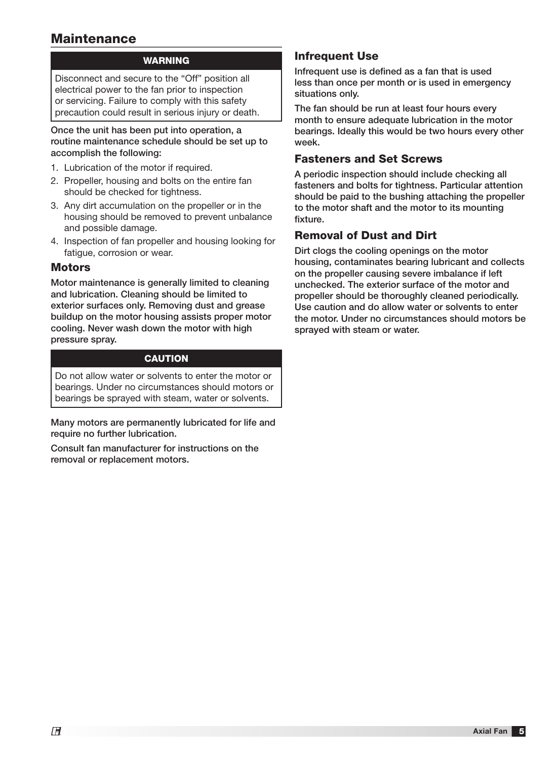## Maintenance

**WARNING**

Disconnect and secure to the "Off" position all electrical power to the fan prior to inspection or servicing. Failure to comply with this safety precaution could result in serious injury or death.

Once the unit has been put into operation, a routine maintenance schedule should be set up to accomplish the following:

1. Lubrication of the motor if required.
2. Propeller, housing and bolts on the entire fan should be checked for tightness.
3. Any dirt accumulation on the propeller or in the housing should be removed to prevent unbalance and possible damage.
4. Inspection of fan propeller and housing looking for fatigue, corrosion or wear.

### Motors

Motor maintenance is generally limited to cleaning and lubrication. Cleaning should be limited to exterior surfaces only. Removing dust and grease buildup on the motor housing assists proper motor cooling. Never wash down the motor with high pressure spray.

**CAUTION**

Do not allow water or solvents to enter the motor or bearings. Under no circumstances should motors or bearings be sprayed with steam, water or solvents.

Many motors are permanently lubricated for life and require no further lubrication.

Consult fan manufacturer for instructions on the removal or replacement motors.

### Infrequent Use

Infrequent use is defined as a fan that is used less than once per month or is used in emergency situations only.

The fan should be run at least four hours every month to ensure adequate lubrication in the motor bearings. Ideally this would be two hours every other week.

### Fasteners and Set Screws

A periodic inspection should include checking all fasteners and bolts for tightness. Particular attention should be paid to the bushing attaching the propeller to the motor shaft and the motor to its mounting fixture.

### Removal of Dust and Dirt

Dirt clogs the cooling openings on the motor housing, contaminates bearing lubricant and collects on the propeller causing severe imbalance if left unchecked. The exterior surface of the motor and propeller should be thoroughly cleaned periodically. Use caution and do allow water or solvents to enter the motor. Under no circumstances should motors be sprayed with steam or water.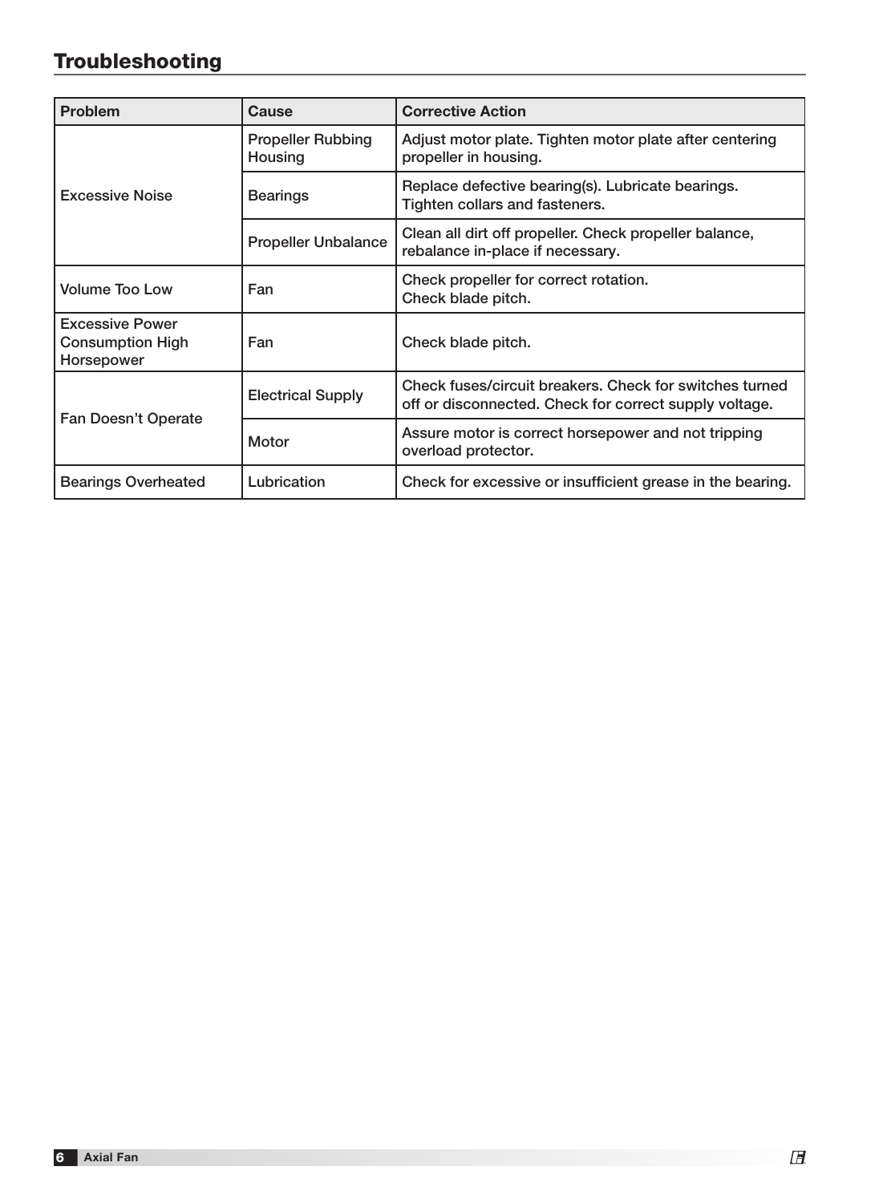## Troubleshooting

| Problem | Cause | Corrective Action |
|---|---|---|
| Excessive Noise | Propeller Rubbing Housing | Adjust motor plate. Tighten motor plate after centering propeller in housing. |
| | Bearings | Replace defective bearing(s). Lubricate bearings. Tighten collars and fasteners. |
| | Propeller Unbalance | Clean all dirt off propeller. Check propeller balance, rebalance in-place if necessary. |
| Volume Too Low | Fan | Check propeller for correct rotation.<br>Check blade pitch. |
| Excessive Power Consumption High Horsepower | Fan | Check blade pitch. |
| Fan Doesn't Operate | Electrical Supply | Check fuses/circuit breakers. Check for switches turned off or disconnected. Check for correct supply voltage. |
| | Motor | Assure motor is correct horsepower and not tripping overload protector. |
| Bearings Overheated | Lubrication | Check for excessive or insufficient grease in the bearing. |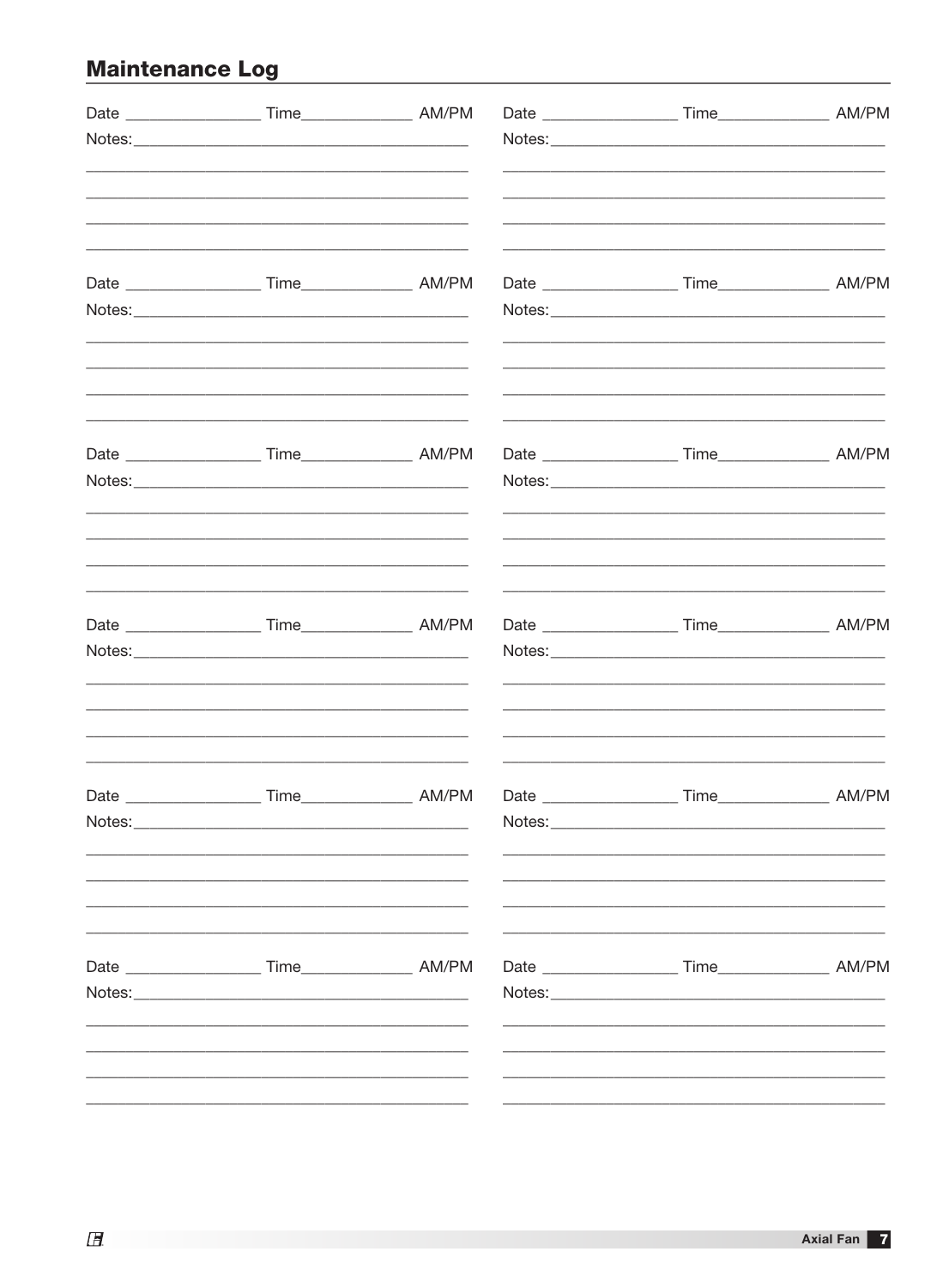## Maintenance Log

Date ________________ Time_____________ AM/PM
Notes:_________________________________________
_______________________________________________
_______________________________________________
_______________________________________________
_______________________________________________

Date ________________ Time_____________ AM/PM
Notes:_________________________________________
_______________________________________________
_______________________________________________
_______________________________________________
_______________________________________________

Date ________________ Time_____________ AM/PM
Notes:_________________________________________
_______________________________________________
_______________________________________________
_______________________________________________
_______________________________________________

Date ________________ Time_____________ AM/PM
Notes:_________________________________________
_______________________________________________
_______________________________________________
_______________________________________________
_______________________________________________

Date ________________ Time_____________ AM/PM
Notes:_________________________________________
_______________________________________________
_______________________________________________
_______________________________________________
_______________________________________________

Date ________________ Time_____________ AM/PM
Notes:_________________________________________
_______________________________________________
_______________________________________________
_______________________________________________
_______________________________________________

Date ________________ Time_____________ AM/PM
Notes:_________________________________________
_______________________________________________
_______________________________________________
_______________________________________________
_______________________________________________

Date ________________ Time_____________ AM/PM
Notes:_________________________________________
_______________________________________________
_______________________________________________
_______________________________________________
_______________________________________________

Date ________________ Time_____________ AM/PM
Notes:_________________________________________
_______________________________________________
_______________________________________________
_______________________________________________
_______________________________________________

Date ________________ Time_____________ AM/PM
Notes:_________________________________________
_______________________________________________
_______________________________________________
_______________________________________________
_______________________________________________

Date ________________ Time_____________ AM/PM
Notes:_________________________________________
_______________________________________________
_______________________________________________
_______________________________________________
_______________________________________________

Date ________________ Time_____________ AM/PM
Notes:_________________________________________
_______________________________________________
_______________________________________________
_______________________________________________
_______________________________________________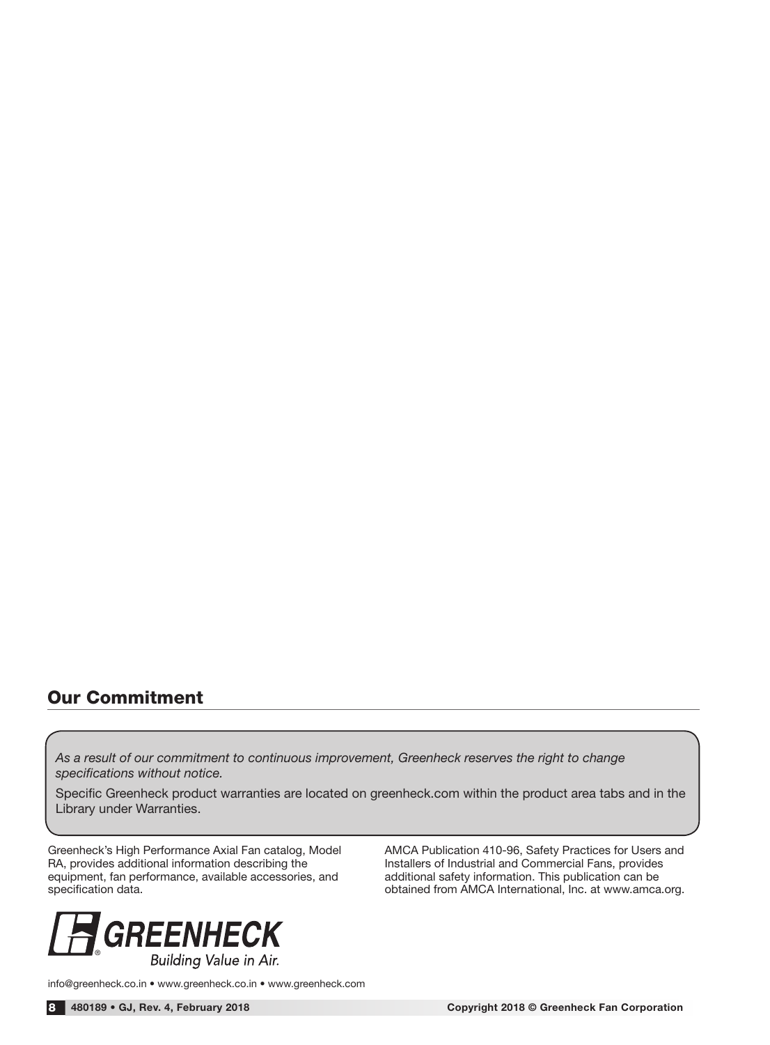## Our Commitment

*As a result of our commitment to continuous improvement, Greenheck reserves the right to change specifications without notice.*

Specific Greenheck product warranties are located on greenheck.com within the product area tabs and in the Library under Warranties.

Greenheck's High Performance Axial Fan catalog, Model RA, provides additional information describing the equipment, fan performance, available accessories, and specification data.

AMCA Publication 410-96, Safety Practices for Users and Installers of Industrial and Commercial Fans, provides additional safety information. This publication can be obtained from AMCA International, Inc. at www.amca.org.

GREENHECK
Building Value in Air.

info@greenheck.co.in • www.greenheck.co.in • www.greenheck.com

480189 • GJ, Rev. 4, February 2018

Copyright 2018 © Greenheck Fan Corporation